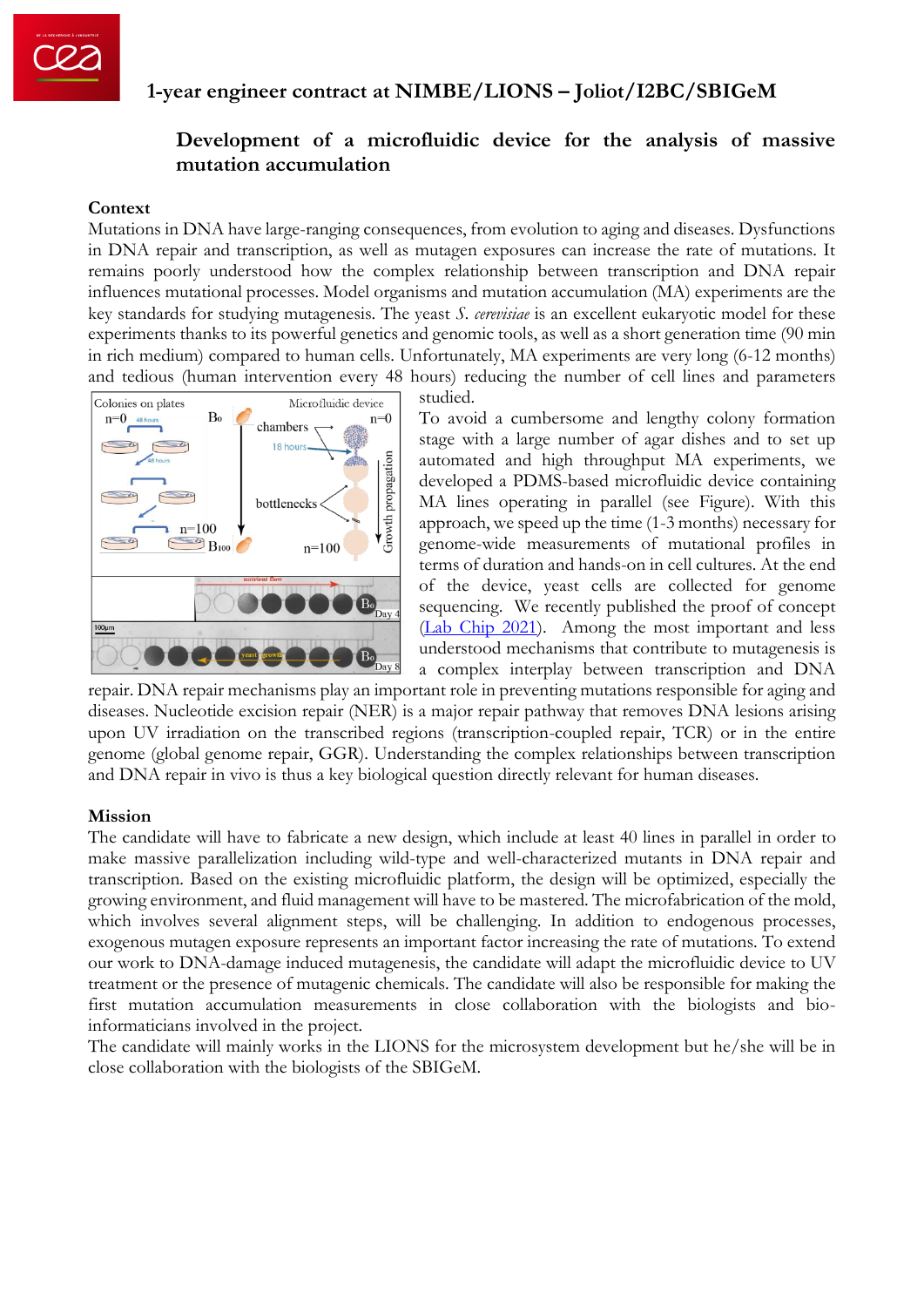# 1-year engineer contract at NIMBE/LIONS – Joliot/I2BC/SBIGeM

## Development of a microfluidic device for the analysis of massive mutation accumulation

### Context

Mutations in DNA have large-ranging consequences, from evolution to aging and diseases. Dysfunctions in DNA repair and transcription, as well as mutagen exposures can increase the rate of mutations. It remains poorly understood how the complex relationship between transcription and DNA repair influences mutational processes. Model organisms and mutation accumulation (MA) experiments are the key standards for studying mutagenesis. The yeast *S. cerevisiae* is an excellent eukaryotic model for these experiments thanks to its powerful genetics and genomic tools, as well as a short generation time (90 min in rich medium) compared to human cells. Unfortunately, MA experiments are very long (6-12 months) and tedious (human intervention every 48 hours) reducing the number of cell lines and parameters studied.

To avoid a cumbersome and lengthy colony formation stage with a large number of agar dishes and to set up automated and high throughput MA experiments, we developed a PDMS-based microfluidic device containing MA lines operating in parallel (see Figure). With this approach, we speed up the time (1-3 months) necessary for genome-wide measurements of mutational profiles in terms of duration and hands-on in cell cultures. At the end of the device, yeast cells are collected for genome sequencing. We recently published the proof of concept (Lab Chip 2021). Among the most important and less understood mechanisms that contribute to mutagenesis is a complex interplay between transcription and DNA repair. DNA repair mechanisms play an important role in preventing mutations responsible for aging and diseases. Nucleotide excision repair (NER) is a major repair pathway that removes DNA lesions arising upon UV irradiation on the transcribed regions (transcription-coupled repair, TCR) or in the entire genome (global genome repair, GGR). Understanding the complex relationships between transcription and DNA repair in vivo is thus a key biological question directly relevant for human diseases.

### Mission

The candidate will have to fabricate a new design, which include at least 40 lines in parallel in order to make massive parallelization including wild-type and well-characterized mutants in DNA repair and transcription. Based on the existing microfluidic platform, the design will be optimized, especially the growing environment, and fluid management will have to be mastered. The microfabrication of the mold, which involves several alignment steps, will be challenging. In addition to endogenous processes, exogenous mutagen exposure represents an important factor increasing the rate of mutations. To extend our work to DNA-damage induced mutagenesis, the candidate will adapt the microfluidic device to UV treatment or the presence of mutagenic chemicals. The candidate will also be responsible for making the first mutation accumulation measurements in close collaboration with the biologists and bio-informaticians involved in the project.

The candidate will mainly works in the LIONS for the microsystem development but he/she will be in close collaboration with the biologists of the SBIGeM.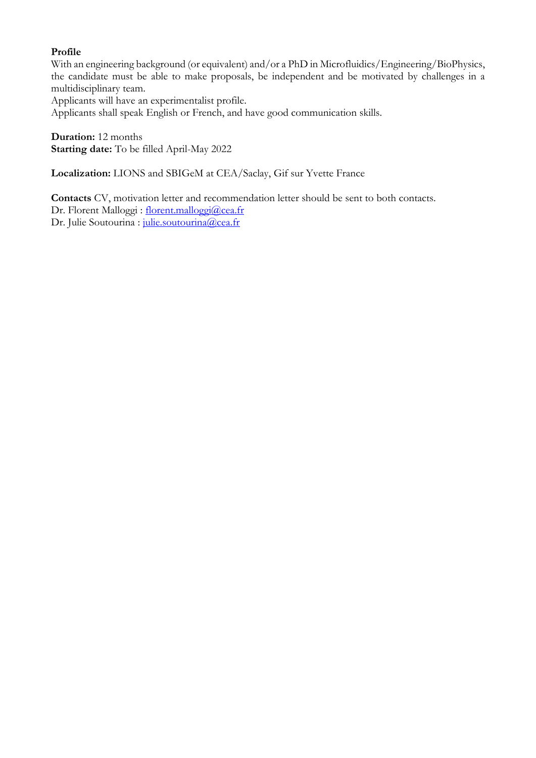**Profile**

With an engineering background (or equivalent) and/or a PhD in Microfluidics/Engineering/BioPhysics, the candidate must be able to make proposals, be independent and be motivated by challenges in a multidisciplinary team.

Applicants will have an experimentalist profile.

Applicants shall speak English or French, and have good communication skills.

**Duration:** 12 months
**Starting date:** To be filled April-May 2022

**Localization:** LIONS and SBIGeM at CEA/Saclay, Gif sur Yvette France

**Contacts** CV, motivation letter and recommendation letter should be sent to both contacts.
Dr. Florent Malloggi : florent.malloggi@cea.fr
Dr. Julie Soutourina : julie.soutourina@cea.fr